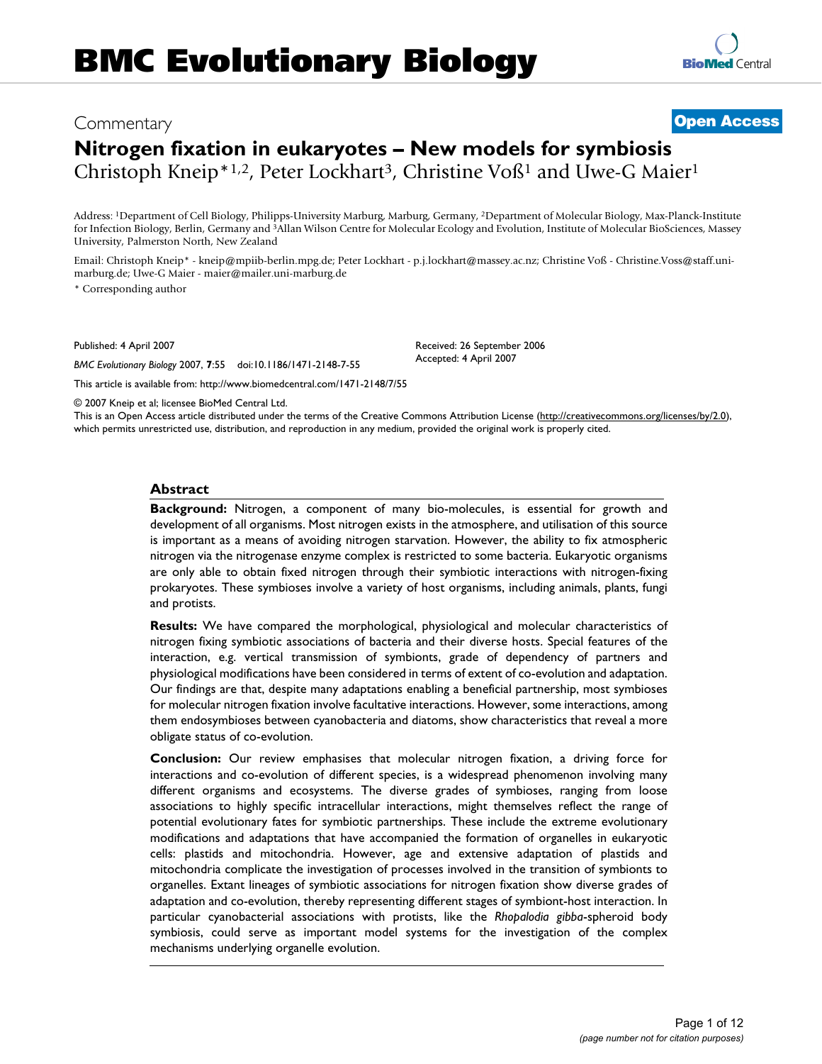# BMC Evolutionary Biology

Commentary

**Open Access**

## Nitrogen fixation in eukaryotes – New models for symbiosis

Christoph Kneip*[1,2], Peter Lockhart[3], Christine Voß[1] and Uwe-G Maier[1]

Address: [1]Department of Cell Biology, Philipps-University Marburg, Marburg, Germany, [2]Department of Molecular Biology, Max-Planck-Institute for Infection Biology, Berlin, Germany and [3]Allan Wilson Centre for Molecular Ecology and Evolution, Institute of Molecular BioSciences, Massey University, Palmerston North, New Zealand

Email: Christoph Kneip* - kneip@mpiib-berlin.mpg.de; Peter Lockhart - p.j.lockhart@massey.ac.nz; Christine Voß - Christine.Voss@staff.uni-marburg.de; Uwe-G Maier - maier@mailer.uni-marburg.de

* Corresponding author

Published: 4 April 2007

*BMC Evolutionary Biology* 2007, **7**:55 doi:10.1186/1471-2148-7-55

Received: 26 September 2006
Accepted: 4 April 2007

This article is available from: http://www.biomedcentral.com/1471-2148/7/55

© 2007 Kneip et al; licensee BioMed Central Ltd.
This is an Open Access article distributed under the terms of the Creative Commons Attribution License (http://creativecommons.org/licenses/by/2.0), which permits unrestricted use, distribution, and reproduction in any medium, provided the original work is properly cited.

### Abstract

**Background:** Nitrogen, a component of many bio-molecules, is essential for growth and development of all organisms. Most nitrogen exists in the atmosphere, and utilisation of this source is important as a means of avoiding nitrogen starvation. However, the ability to fix atmospheric nitrogen via the nitrogenase enzyme complex is restricted to some bacteria. Eukaryotic organisms are only able to obtain fixed nitrogen through their symbiotic interactions with nitrogen-fixing prokaryotes. These symbioses involve a variety of host organisms, including animals, plants, fungi and protists.

**Results:** We have compared the morphological, physiological and molecular characteristics of nitrogen fixing symbiotic associations of bacteria and their diverse hosts. Special features of the interaction, e.g. vertical transmission of symbionts, grade of dependency of partners and physiological modifications have been considered in terms of extent of co-evolution and adaptation. Our findings are that, despite many adaptations enabling a beneficial partnership, most symbioses for molecular nitrogen fixation involve facultative interactions. However, some interactions, among them endosymbioses between cyanobacteria and diatoms, show characteristics that reveal a more obligate status of co-evolution.

**Conclusion:** Our review emphasises that molecular nitrogen fixation, a driving force for interactions and co-evolution of different species, is a widespread phenomenon involving many different organisms and ecosystems. The diverse grades of symbioses, ranging from loose associations to highly specific intracellular interactions, might themselves reflect the range of potential evolutionary fates for symbiotic partnerships. These include the extreme evolutionary modifications and adaptations that have accompanied the formation of organelles in eukaryotic cells: plastids and mitochondria. However, age and extensive adaptation of plastids and mitochondria complicate the investigation of processes involved in the transition of symbionts to organelles. Extant lineages of symbiotic associations for nitrogen fixation show diverse grades of adaptation and co-evolution, thereby representing different stages of symbiont-host interaction. In particular cyanobacterial associations with protists, like the *Rhopalodia gibba*-spheroid body symbiosis, could serve as important model systems for the investigation of the complex mechanisms underlying organelle evolution.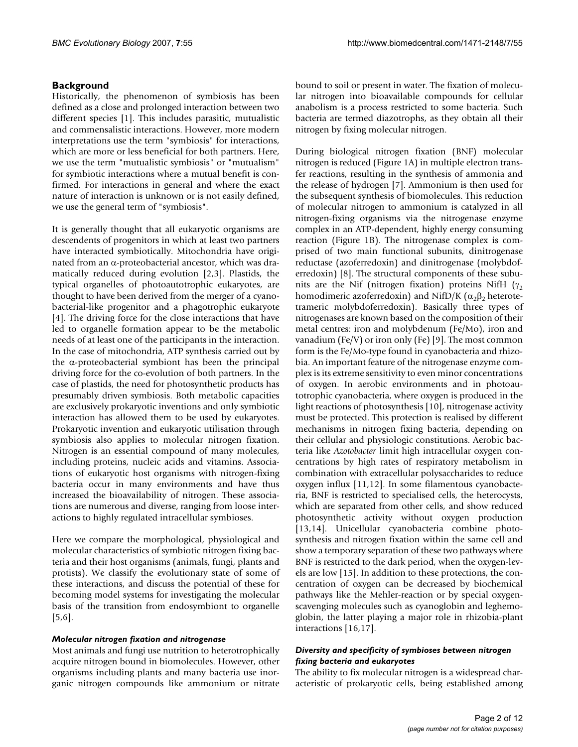## Background

Historically, the phenomenon of symbiosis has been defined as a close and prolonged interaction between two different species [1]. This includes parasitic, mutualistic and commensalistic interactions. However, more modern interpretations use the term "symbiosis" for interactions, which are more or less beneficial for both partners. Here, we use the term "mutualistic symbiosis" or "mutualism" for symbiotic interactions where a mutual benefit is confirmed. For interactions in general and where the exact nature of interaction is unknown or is not easily defined, we use the general term of "symbiosis".

It is generally thought that all eukaryotic organisms are descendents of progenitors in which at least two partners have interacted symbiotically. Mitochondria have originated from an α-proteobacterial ancestor, which was dramatically reduced during evolution [2,3]. Plastids, the typical organelles of photoautotrophic eukaryotes, are thought to have been derived from the merger of a cyanobacterial-like progenitor and a phagotrophic eukaryote [4]. The driving force for the close interactions that have led to organelle formation appear to be the metabolic needs of at least one of the participants in the interaction. In the case of mitochondria, ATP synthesis carried out by the α-proteobacterial symbiont has been the principal driving force for the co-evolution of both partners. In the case of plastids, the need for photosynthetic products has presumably driven symbiosis. Both metabolic capacities are exclusively prokaryotic inventions and only symbiotic interaction has allowed them to be used by eukaryotes. Prokaryotic invention and eukaryotic utilisation through symbiosis also applies to molecular nitrogen fixation. Nitrogen is an essential compound of many molecules, including proteins, nucleic acids and vitamins. Associations of eukaryotic host organisms with nitrogen-fixing bacteria occur in many environments and have thus increased the bioavailability of nitrogen. These associations are numerous and diverse, ranging from loose interactions to highly regulated intracellular symbioses.

Here we compare the morphological, physiological and molecular characteristics of symbiotic nitrogen fixing bacteria and their host organisms (animals, fungi, plants and protists). We classify the evolutionary state of some of these interactions, and discuss the potential of these for becoming model systems for investigating the molecular basis of the transition from endosymbiont to organelle [5,6].

### *Molecular nitrogen fixation and nitrogenase*

Most animals and fungi use nutrition to heterotrophically acquire nitrogen bound in biomolecules. However, other organisms including plants and many bacteria use inorganic nitrogen compounds like ammonium or nitrate bound to soil or present in water. The fixation of molecular nitrogen into bioavailable compounds for cellular anabolism is a process restricted to some bacteria. Such bacteria are termed diazotrophs, as they obtain all their nitrogen by fixing molecular nitrogen.

During biological nitrogen fixation (BNF) molecular nitrogen is reduced (Figure 1A) in multiple electron transfer reactions, resulting in the synthesis of ammonia and the release of hydrogen [7]. Ammonium is then used for the subsequent synthesis of biomolecules. This reduction of molecular nitrogen to ammonium is catalyzed in all nitrogen-fixing organisms via the nitrogenase enzyme complex in an ATP-dependent, highly energy consuming reaction (Figure 1B). The nitrogenase complex is comprised of two main functional subunits, dinitrogenase reductase (azoferredoxin) and dinitrogenase (molybdoferredoxin) [8]. The structural components of these subunits are the Nif (nitrogen fixation) proteins NifH ($\gamma_2$ homodimeric azoferredoxin) and NifD/K ($\alpha_2\beta_2$ heterotetrameric molybdoferredoxin). Basically three types of nitrogenases are known based on the composition of their metal centres: iron and molybdenum (Fe/Mo), iron and vanadium (Fe/V) or iron only (Fe) [9]. The most common form is the Fe/Mo-type found in cyanobacteria and rhizobia. An important feature of the nitrogenase enzyme complex is its extreme sensitivity to even minor concentrations of oxygen. In aerobic environments and in photoautotrophic cyanobacteria, where oxygen is produced in the light reactions of photosynthesis [10], nitrogenase activity must be protected. This protection is realised by different mechanisms in nitrogen fixing bacteria, depending on their cellular and physiologic constitutions. Aerobic bacteria like *Azotobacter* limit high intracellular oxygen concentrations by high rates of respiratory metabolism in combination with extracellular polysaccharides to reduce oxygen influx [11,12]. In some filamentous cyanobacteria, BNF is restricted to specialised cells, the heterocysts, which are separated from other cells, and show reduced photosynthetic activity without oxygen production [13,14]. Unicellular cyanobacteria combine photosynthesis and nitrogen fixation within the same cell and show a temporary separation of these two pathways where BNF is restricted to the dark period, when the oxygen-levels are low [15]. In addition to these protections, the concentration of oxygen can be decreased by biochemical pathways like the Mehler-reaction or by special oxygen-scavenging molecules such as cyanoglobin and leghemoglobin, the latter playing a major role in rhizobia-plant interactions [16,17].

### *Diversity and specificity of symbioses between nitrogen fixing bacteria and eukaryotes*

The ability to fix molecular nitrogen is a widespread characteristic of prokaryotic cells, being established among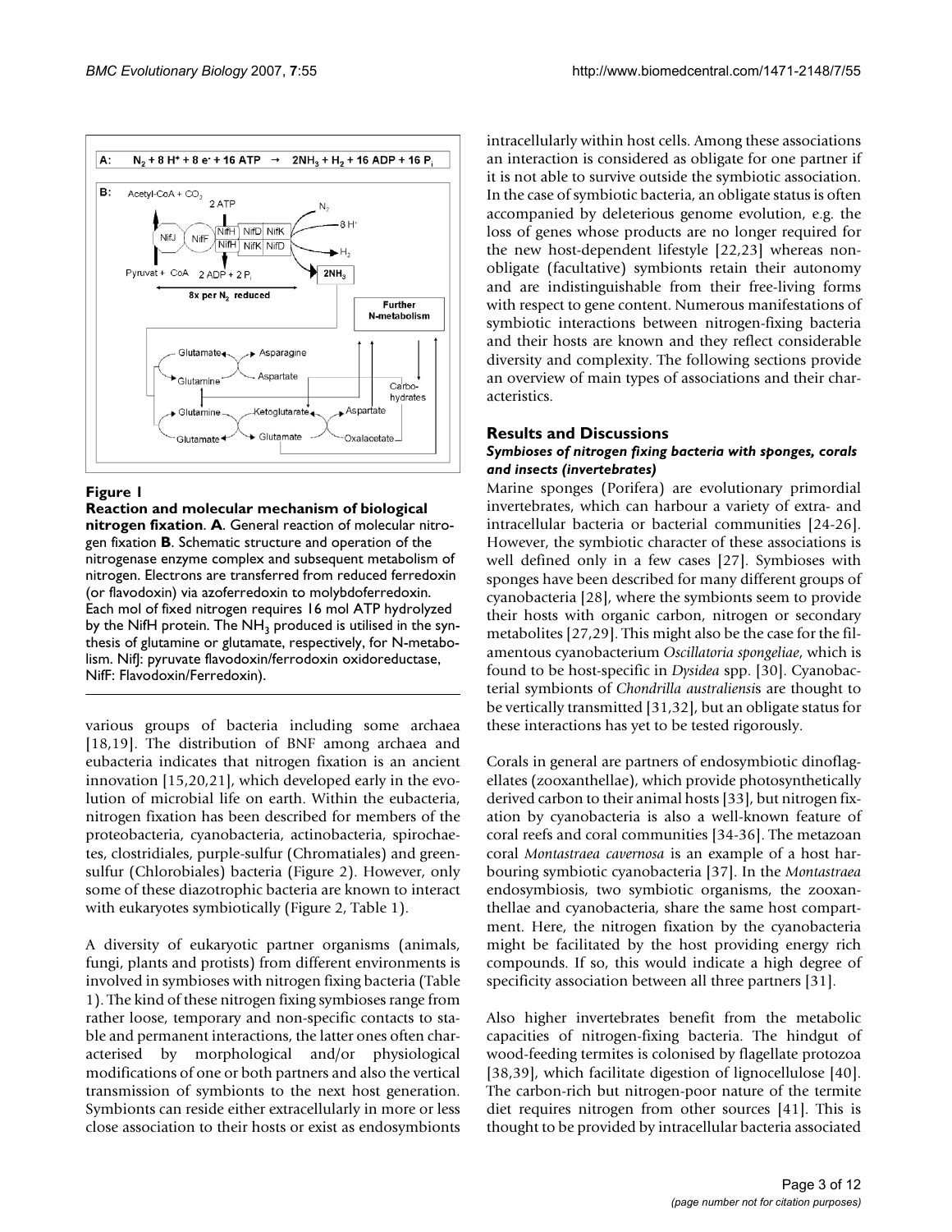**Figure 1**

**Reaction and molecular mechanism of biological nitrogen fixation**. **A**. General reaction of molecular nitrogen fixation **B**. Schematic structure and operation of the nitrogenase enzyme complex and subsequent metabolism of nitrogen. Electrons are transferred from reduced ferredoxin (or flavodoxin) via azoferredoxin to molybdoferredoxin. Each mol of fixed nitrogen requires 16 mol ATP hydrolyzed by the NifH protein. The $NH_3$ produced is utilised in the synthesis of glutamine or glutamate, respectively, for N-metabolism. NifJ: pyruvate flavodoxin/ferrodoxin oxidoreductase, NifF: Flavodoxin/Ferredoxin).

various groups of bacteria including some archaea [18,19]. The distribution of BNF among archaea and eubacteria indicates that nitrogen fixation is an ancient innovation [15,20,21], which developed early in the evolution of microbial life on earth. Within the eubacteria, nitrogen fixation has been described for members of the proteobacteria, cyanobacteria, actinobacteria, spirochaetes, clostridiales, purple-sulfur (Chromatiales) and green-sulfur (Chlorobiales) bacteria (Figure 2). However, only some of these diazotrophic bacteria are known to interact with eukaryotes symbiotically (Figure 2, Table 1).

A diversity of eukaryotic partner organisms (animals, fungi, plants and protists) from different environments is involved in symbioses with nitrogen fixing bacteria (Table 1). The kind of these nitrogen fixing symbioses range from rather loose, temporary and non-specific contacts to stable and permanent interactions, the latter ones often characterised by morphological and/or physiological modifications of one or both partners and also the vertical transmission of symbionts to the next host generation. Symbionts can reside either extracellularly in more or less close association to their hosts or exist as endosymbionts intracellularly within host cells. Among these associations an interaction is considered as obligate for one partner if it is not able to survive outside the symbiotic association. In the case of symbiotic bacteria, an obligate status is often accompanied by deleterious genome evolution, e.g. the loss of genes whose products are no longer required for the new host-dependent lifestyle [22,23] whereas non-obligate (facultative) symbionts retain their autonomy and are indistinguishable from their free-living forms with respect to gene content. Numerous manifestations of symbiotic interactions between nitrogen-fixing bacteria and their hosts are known and they reflect considerable diversity and complexity. The following sections provide an overview of main types of associations and their characteristics.

## Results and Discussions

### *Symbioses of nitrogen fixing bacteria with sponges, corals and insects (invertebrates)*

Marine sponges (Porifera) are evolutionary primordial invertebrates, which can harbour a variety of extra- and intracellular bacteria or bacterial communities [24-26]. However, the symbiotic character of these associations is well defined only in a few cases [27]. Symbioses with sponges have been described for many different groups of cyanobacteria [28], where the symbionts seem to provide their hosts with organic carbon, nitrogen or secondary metabolites [27,29]. This might also be the case for the filamentous cyanobacterium *Oscillatoria spongeliae*, which is found to be host-specific in *Dysidea* spp. [30]. Cyanobacterial symbionts of *Chondrilla australiensis* are thought to be vertically transmitted [31,32], but an obligate status for these interactions has yet to be tested rigorously.

Corals in general are partners of endosymbiotic dinoflagellates (zooxanthellae), which provide photosynthetically derived carbon to their animal hosts [33], but nitrogen fixation by cyanobacteria is also a well-known feature of coral reefs and coral communities [34-36]. The metazoan coral *Montastraea cavernosa* is an example of a host harbouring symbiotic cyanobacteria [37]. In the *Montastraea* endosymbiosis, two symbiotic organisms, the zooxanthellae and cyanobacteria, share the same host compartment. Here, the nitrogen fixation by the cyanobacteria might be facilitated by the host providing energy rich compounds. If so, this would indicate a high degree of specificity association between all three partners [31].

Also higher invertebrates benefit from the metabolic capacities of nitrogen-fixing bacteria. The hindgut of wood-feeding termites is colonised by flagellate protozoa [38,39], which facilitate digestion of lignocellulose [40]. The carbon-rich but nitrogen-poor nature of the termite diet requires nitrogen from other sources [41]. This is thought to be provided by intracellular bacteria associated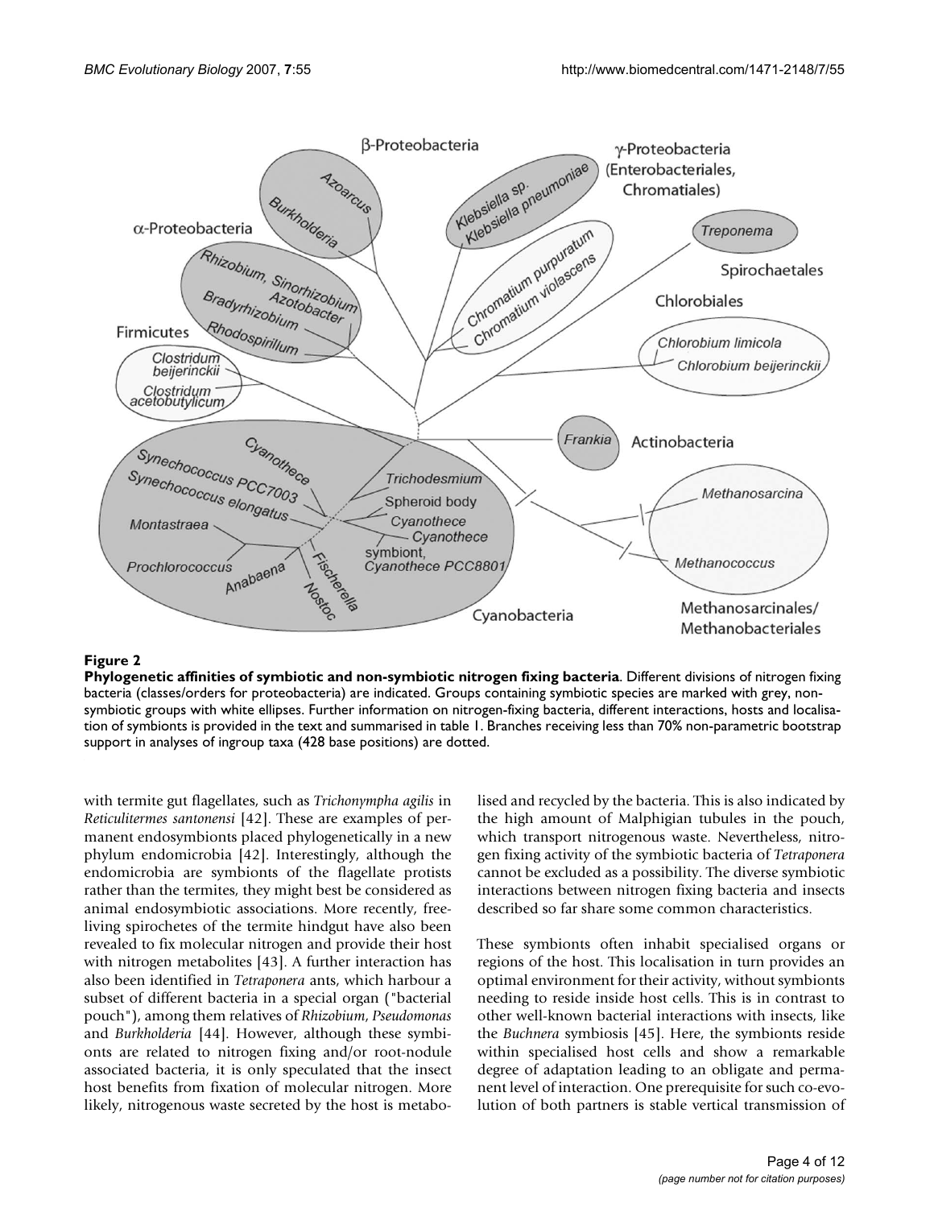**Figure 2**

**Phylogenetic affinities of symbiotic and non-symbiotic nitrogen fixing bacteria**. Different divisions of nitrogen fixing bacteria (classes/orders for proteobacteria) are indicated. Groups containing symbiotic species are marked with grey, non-symbiotic groups with white ellipses. Further information on nitrogen-fixing bacteria, different interactions, hosts and localisation of symbionts is provided in the text and summarised in table 1. Branches receiving less than 70% non-parametric bootstrap support in analyses of ingroup taxa (428 base positions) are dotted.

with termite gut flagellates, such as *Trichonympha agilis* in *Reticulitermes santonensi* [42]. These are examples of permanent endosymbionts placed phylogenetically in a new phylum endomicrobia [42]. Interestingly, although the endomicrobia are symbionts of the flagellate protists rather than the termites, they might best be considered as animal endosymbiotic associations. More recently, free-living spirochetes of the termite hindgut have also been revealed to fix molecular nitrogen and provide their host with nitrogen metabolites [43]. A further interaction has also been identified in *Tetraponera* ants, which harbour a subset of different bacteria in a special organ ("bacterial pouch"), among them relatives of *Rhizobium*, *Pseudomonas* and *Burkholderia* [44]. However, although these symbionts are related to nitrogen fixing and/or root-nodule associated bacteria, it is only speculated that the insect host benefits from fixation of molecular nitrogen. More likely, nitrogenous waste secreted by the host is metabolised and recycled by the bacteria. This is also indicated by the high amount of Malphigian tubules in the pouch, which transport nitrogenous waste. Nevertheless, nitrogen fixing activity of the symbiotic bacteria of *Tetraponera* cannot be excluded as a possibility. The diverse symbiotic interactions between nitrogen fixing bacteria and insects described so far share some common characteristics.

These symbionts often inhabit specialised organs or regions of the host. This localisation in turn provides an optimal environment for their activity, without symbionts needing to reside inside host cells. This is in contrast to other well-known bacterial interactions with insects, like the *Buchnera* symbiosis [45]. Here, the symbionts reside within specialised host cells and show a remarkable degree of adaptation leading to an obligate and permanent level of interaction. One prerequisite for such co-evolution of both partners is stable vertical transmission of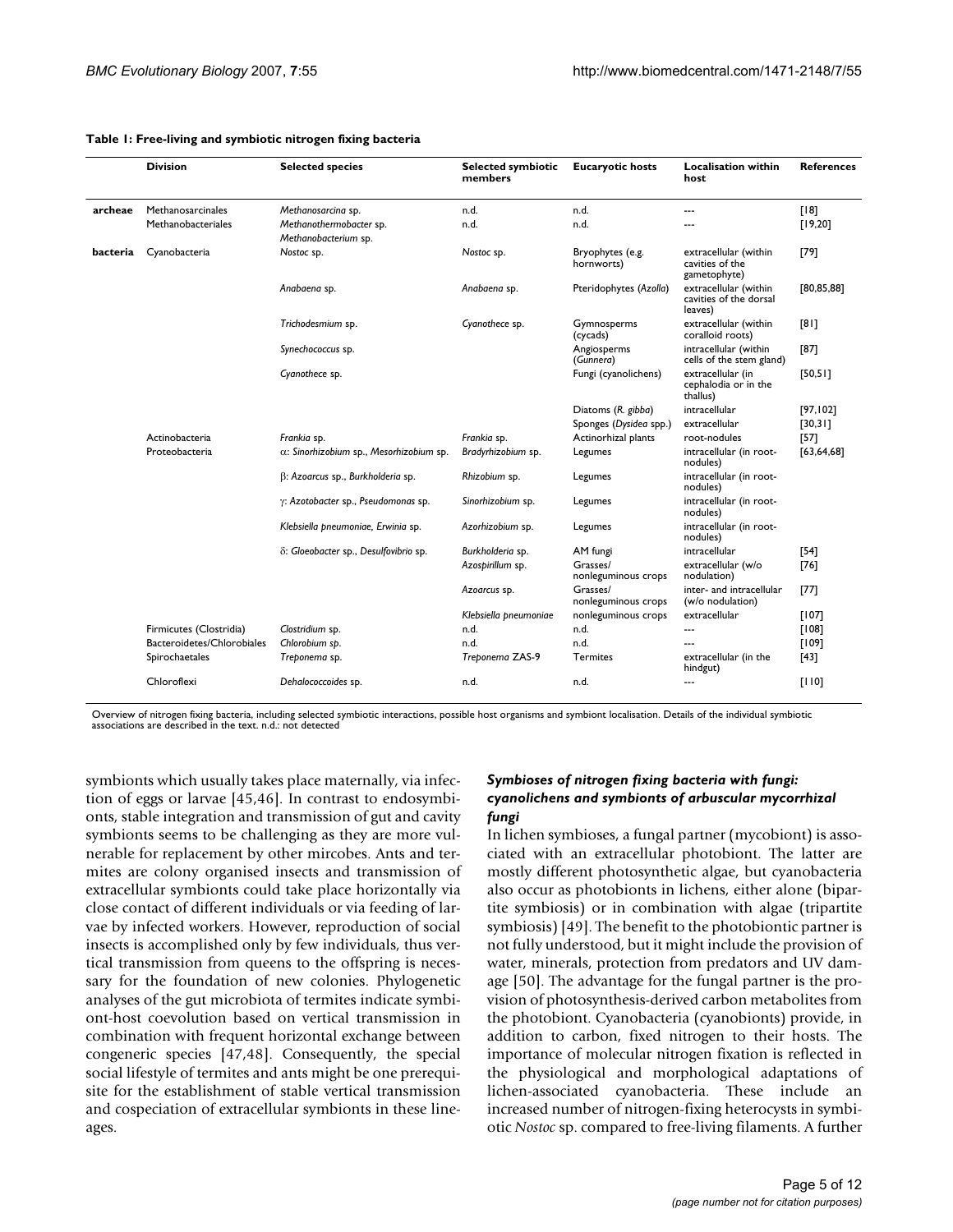**Table 1: Free-living and symbiotic nitrogen fixing bacteria**

| | Division | Selected species | Selected symbiotic members | Eucaryotic hosts | Localisation within host | References |
|---|---|---|---|---|---|---|
| **archeae** | Methanosarcinales | *Methanosarcina* sp. | n.d. | n.d. | --- | [18] |
| | Methanobacteriales | *Methanothermobacter* sp. *Methanobacterium* sp. | n.d. | n.d. | --- | [19,20] |
| **bacteria** | Cyanobacteria | *Nostoc* sp. | *Nostoc* sp. | Bryophytes (e.g. hornworts) | extracellular (within cavities of the gametophyte) | [79] |
| | | *Anabaena* sp. | *Anabaena* sp. | Pteridophytes (*Azolla*) | extracellular (within cavities of the dorsal leaves) | [80,85,88] |
| | | *Trichodesmium* sp. | *Cyanothece* sp. | Gymnosperms (cycads) | extracellular (within coralloid roots) | [81] |
| | | *Synechococcus* sp. | | Angiosperms (*Gunnera*) | intracellular (within cells of the stem gland) | [87] |
| | | *Cyanothece* sp. | | Fungi (cyanolichens) | extracellular (in cephalodia or in the thallus) | [50,51] |
| | | | | Diatoms (*R. gibba*) | intracellular | [97,102] |
| | | | | Sponges (*Dysidea* spp.) | extracellular | [30,31] |
| | Actinobacteria | *Frankia* sp. | *Frankia* sp. | Actinorhizal plants | root-nodules | [57] |
| | Proteobacteria | α: *Sinorhizobium* sp., *Mesorhizobium* sp. | *Bradyrhizobium* sp. | Legumes | intracellular (in root-nodules) | [63,64,68] |
| | | β: *Azoarcus* sp., *Burkholderia* sp. | *Rhizobium* sp. | Legumes | intracellular (in root-nodules) | |
| | | γ: *Azotobacter* sp., *Pseudomonas* sp. | *Sinorhizobium* sp. | Legumes | intracellular (in root-nodules) | |
| | | *Klebsiella pneumoniae*, *Erwinia* sp. | *Azorhizobium* sp. | Legumes | intracellular (in root-nodules) | |
| | | δ: *Gloeobacter* sp., *Desulfovibrio* sp. | *Burkholderia* sp. | AM fungi | intracellular | [54] |
| | | | *Azospirillum* sp. | Grasses/ nonleguminous crops | extracellular (w/o nodulation) | [76] |
| | | | *Azoarcus* sp. | Grasses/ nonleguminous crops | inter- and intracellular (w/o nodulation) | [77] |
| | | | *Klebsiella pneumoniae* | nonleguminous crops | extracellular | [107] |
| | Firmicutes (Clostridia) | *Clostridium* sp. | n.d. | n.d. | --- | [108] |
| | Bacteroidetes/Chlorobiales | *Chlorobium* sp. | n.d. | n.d. | --- | [109] |
| | Spirochaetales | *Treponema* sp. | *Treponema* ZAS-9 | Termites | extracellular (in the hindgut) | [43] |
| | Chloroflexi | *Dehalococcoides* sp. | n.d. | n.d. | --- | [110] |

Overview of nitrogen fixing bacteria, including selected symbiotic interactions, possible host organisms and symbiont localisation. Details of the individual symbiotic associations are described in the text. n.d.: not detected

symbionts which usually takes place maternally, via infection of eggs or larvae [45,46]. In contrast to endosymbionts, stable integration and transmission of gut and cavity symbionts seems to be challenging as they are more vulnerable for replacement by other mircobes. Ants and termites are colony organised insects and transmission of extracellular symbionts could take place horizontally via close contact of different individuals or via feeding of larvae by infected workers. However, reproduction of social insects is accomplished only by few individuals, thus vertical transmission from queens to the offspring is necessary for the foundation of new colonies. Phylogenetic analyses of the gut microbiota of termites indicate symbiont-host coevolution based on vertical transmission in combination with frequent horizontal exchange between congeneric species [47,48]. Consequently, the special social lifestyle of termites and ants might be one prerequisite for the establishment of stable vertical transmission and cospeciation of extracellular symbionts in these lineages.

### *Symbioses of nitrogen fixing bacteria with fungi: cyanolichens and symbionts of arbuscular mycorrhizal fungi*

In lichen symbioses, a fungal partner (mycobiont) is associated with an extracellular photobiont. The latter are mostly different photosynthetic algae, but cyanobacteria also occur as photobionts in lichens, either alone (bipartite symbiosis) or in combination with algae (tripartite symbiosis) [49]. The benefit to the photobiontic partner is not fully understood, but it might include the provision of water, minerals, protection from predators and UV damage [50]. The advantage for the fungal partner is the provision of photosynthesis-derived carbon metabolites from the photobiont. Cyanobacteria (cyanobionts) provide, in addition to carbon, fixed nitrogen to their hosts. The importance of molecular nitrogen fixation is reflected in the physiological and morphological adaptations of lichen-associated cyanobacteria. These include an increased number of nitrogen-fixing heterocysts in symbiotic *Nostoc* sp. compared to free-living filaments. A further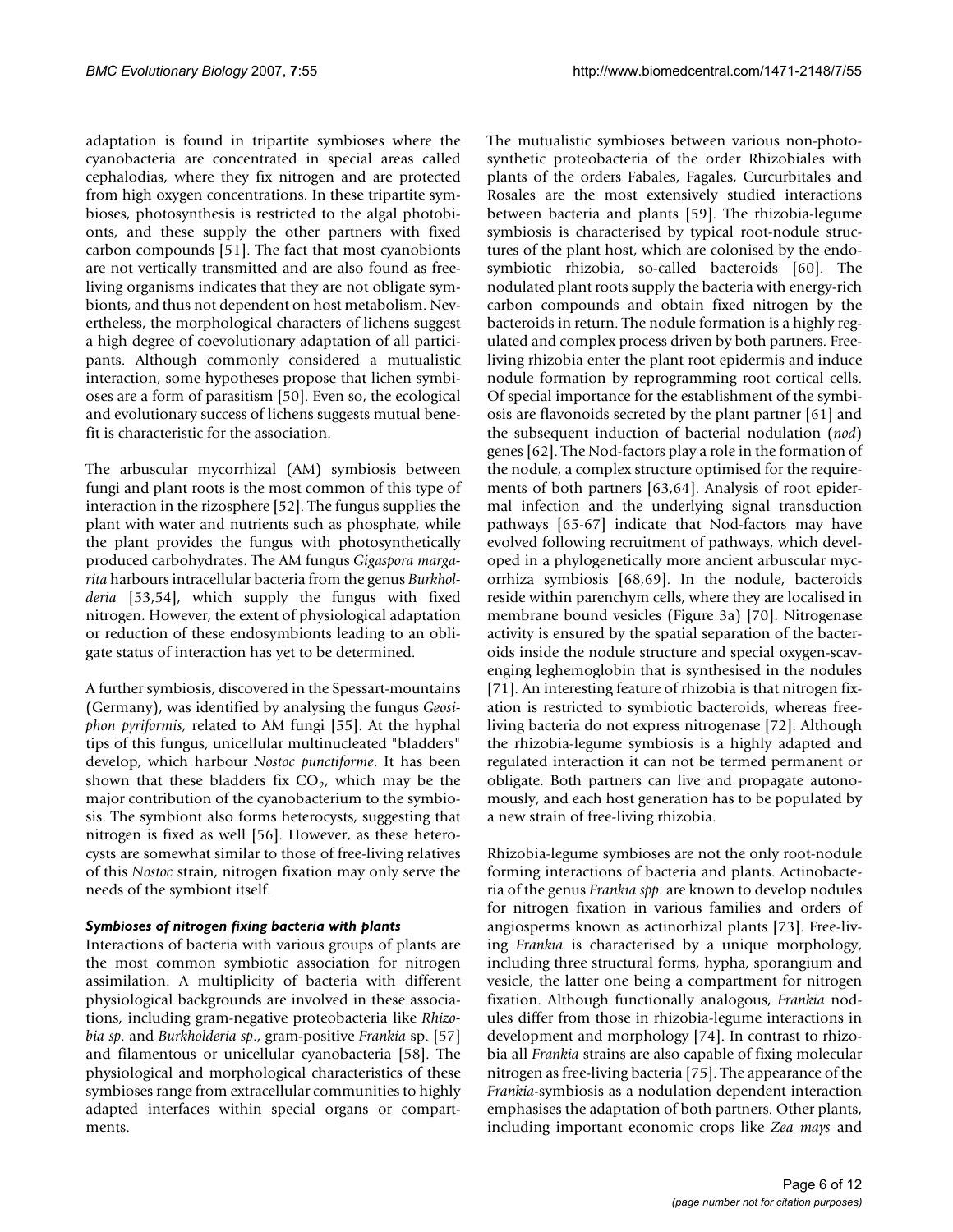adaptation is found in tripartite symbioses where the cyanobacteria are concentrated in special areas called cephalodias, where they fix nitrogen and are protected from high oxygen concentrations. In these tripartite symbioses, photosynthesis is restricted to the algal photobionts, and these supply the other partners with fixed carbon compounds [51]. The fact that most cyanobionts are not vertically transmitted and are also found as free-living organisms indicates that they are not obligate symbionts, and thus not dependent on host metabolism. Nevertheless, the morphological characters of lichens suggest a high degree of coevolutionary adaptation of all participants. Although commonly considered a mutualistic interaction, some hypotheses propose that lichen symbioses are a form of parasitism [50]. Even so, the ecological and evolutionary success of lichens suggests mutual benefit is characteristic for the association.

The arbuscular mycorrhizal (AM) symbiosis between fungi and plant roots is the most common of this type of interaction in the rizosphere [52]. The fungus supplies the plant with water and nutrients such as phosphate, while the plant provides the fungus with photosynthetically produced carbohydrates. The AM fungus *Gigaspora margarita* harbours intracellular bacteria from the genus *Burkholderia* [53,54], which supply the fungus with fixed nitrogen. However, the extent of physiological adaptation or reduction of these endosymbionts leading to an obligate status of interaction has yet to be determined.

A further symbiosis, discovered in the Spessart-mountains (Germany), was identified by analysing the fungus *Geosiphon pyriformis*, related to AM fungi [55]. At the hyphal tips of this fungus, unicellular multinucleated "bladders" develop, which harbour *Nostoc punctiforme*. It has been shown that these bladders fix $CO_2$, which may be the major contribution of the cyanobacterium to the symbiosis. The symbiont also forms heterocysts, suggesting that nitrogen is fixed as well [56]. However, as these heterocysts are somewhat similar to those of free-living relatives of this *Nostoc* strain, nitrogen fixation may only serve the needs of the symbiont itself.

#### *Symbioses of nitrogen fixing bacteria with plants*

Interactions of bacteria with various groups of plants are the most common symbiotic association for nitrogen assimilation. A multiplicity of bacteria with different physiological backgrounds are involved in these associations, including gram-negative proteobacteria like *Rhizobia sp*. and *Burkholderia sp*., gram-positive *Frankia* sp. [57] and filamentous or unicellular cyanobacteria [58]. The physiological and morphological characteristics of these symbioses range from extracellular communities to highly adapted interfaces within special organs or compartments.

The mutualistic symbioses between various non-photosynthetic proteobacteria of the order Rhizobiales with plants of the orders Fabales, Fagales, Curcurbitales and Rosales are the most extensively studied interactions between bacteria and plants [59]. The rhizobia-legume symbiosis is characterised by typical root-nodule structures of the plant host, which are colonised by the endosymbiotic rhizobia, so-called bacteroids [60]. The nodulated plant roots supply the bacteria with energy-rich carbon compounds and obtain fixed nitrogen by the bacteroids in return. The nodule formation is a highly regulated and complex process driven by both partners. Free-living rhizobia enter the plant root epidermis and induce nodule formation by reprogramming root cortical cells. Of special importance for the establishment of the symbiosis are flavonoids secreted by the plant partner [61] and the subsequent induction of bacterial nodulation (*nod*) genes [62]. The Nod-factors play a role in the formation of the nodule, a complex structure optimised for the requirements of both partners [63,64]. Analysis of root epidermal infection and the underlying signal transduction pathways [65-67] indicate that Nod-factors may have evolved following recruitment of pathways, which developed in a phylogenetically more ancient arbuscular mycorrhiza symbiosis [68,69]. In the nodule, bacteroids reside within parenchym cells, where they are localised in membrane bound vesicles (Figure 3a) [70]. Nitrogenase activity is ensured by the spatial separation of the bacteroids inside the nodule structure and special oxygen-scavenging leghemoglobin that is synthesised in the nodules [71]. An interesting feature of rhizobia is that nitrogen fixation is restricted to symbiotic bacteroids, whereas free-living bacteria do not express nitrogenase [72]. Although the rhizobia-legume symbiosis is a highly adapted and regulated interaction it can not be termed permanent or obligate. Both partners can live and propagate autonomously, and each host generation has to be populated by a new strain of free-living rhizobia.

Rhizobia-legume symbioses are not the only root-nodule forming interactions of bacteria and plants. Actinobacteria of the genus *Frankia spp*. are known to develop nodules for nitrogen fixation in various families and orders of angiosperms known as actinorhizal plants [73]. Free-living *Frankia* is characterised by a unique morphology, including three structural forms, hypha, sporangium and vesicle, the latter one being a compartment for nitrogen fixation. Although functionally analogous, *Frankia* nodules differ from those in rhizobia-legume interactions in development and morphology [74]. In contrast to rhizobia all *Frankia* strains are also capable of fixing molecular nitrogen as free-living bacteria [75]. The appearance of the *Frankia*-symbiosis as a nodulation dependent interaction emphasises the adaptation of both partners. Other plants, including important economic crops like *Zea mays* and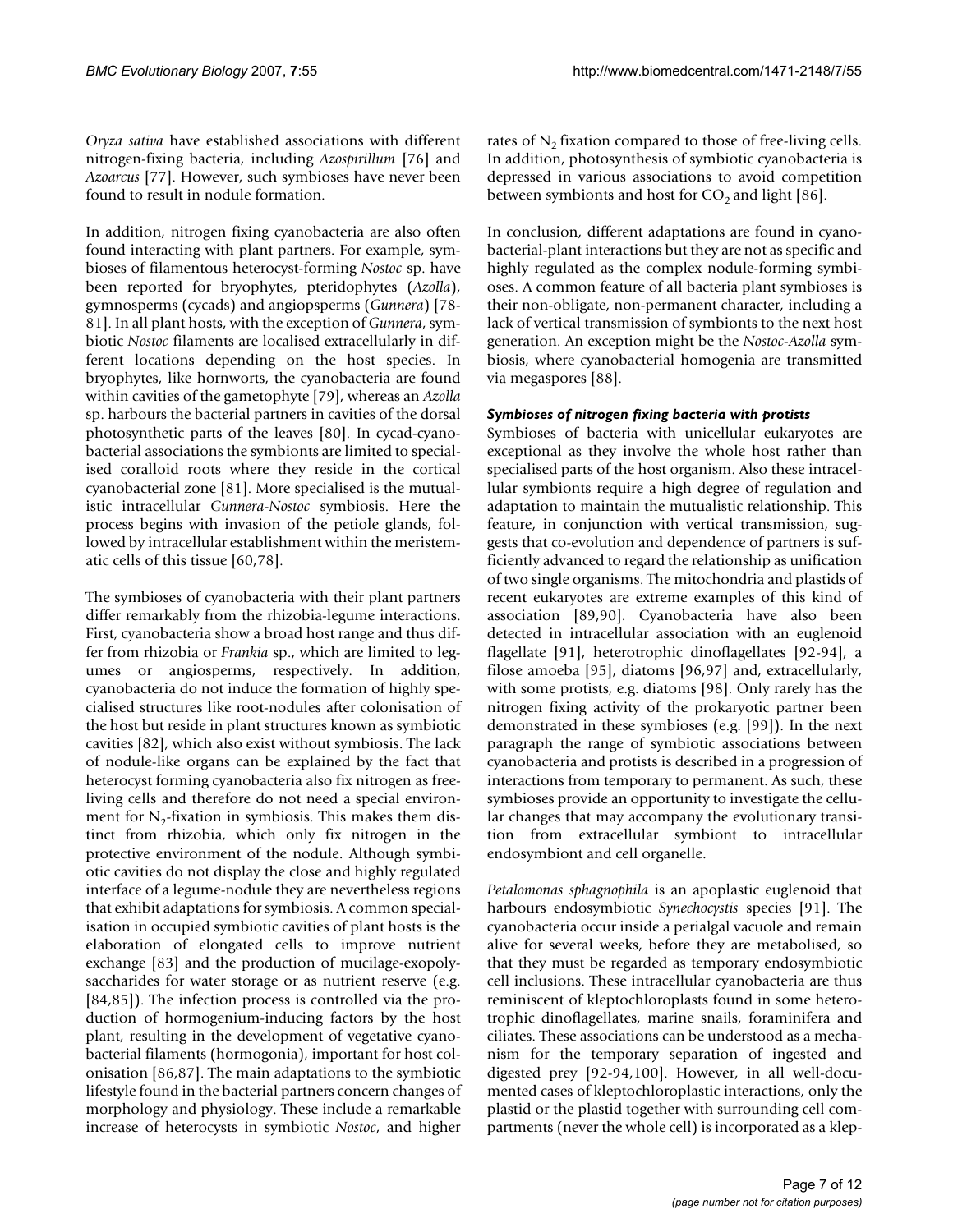*Oryza sativa* have established associations with different nitrogen-fixing bacteria, including *Azospirillum* [76] and *Azoarcus* [77]. However, such symbioses have never been found to result in nodule formation.

In addition, nitrogen fixing cyanobacteria are also often found interacting with plant partners. For example, symbioses of filamentous heterocyst-forming *Nostoc* sp. have been reported for bryophytes, pteridophytes (*Azolla*), gymnosperms (cycads) and angiopsperms (*Gunnera*) [78-81]. In all plant hosts, with the exception of *Gunnera*, symbiotic *Nostoc* filaments are localised extracellularly in different locations depending on the host species. In bryophytes, like hornworts, the cyanobacteria are found within cavities of the gametophyte [79], whereas an *Azolla* sp. harbours the bacterial partners in cavities of the dorsal photosynthetic parts of the leaves [80]. In cycad-cyanobacterial associations the symbionts are limited to specialised coralloid roots where they reside in the cortical cyanobacterial zone [81]. More specialised is the mutualistic intracellular *Gunnera-Nostoc* symbiosis. Here the process begins with invasion of the petiole glands, followed by intracellular establishment within the meristematic cells of this tissue [60,78].

The symbioses of cyanobacteria with their plant partners differ remarkably from the rhizobia-legume interactions. First, cyanobacteria show a broad host range and thus differ from rhizobia or *Frankia* sp., which are limited to legumes or angiosperms, respectively. In addition, cyanobacteria do not induce the formation of highly specialised structures like root-nodules after colonisation of the host but reside in plant structures known as symbiotic cavities [82], which also exist without symbiosis. The lack of nodule-like organs can be explained by the fact that heterocyst forming cyanobacteria also fix nitrogen as free-living cells and therefore do not need a special environment for $N_2$-fixation in symbiosis. This makes them distinct from rhizobia, which only fix nitrogen in the protective environment of the nodule. Although symbiotic cavities do not display the close and highly regulated interface of a legume-nodule they are nevertheless regions that exhibit adaptations for symbiosis. A common specialisation in occupied symbiotic cavities of plant hosts is the elaboration of elongated cells to improve nutrient exchange [83] and the production of mucilage-exopolysaccharides for water storage or as nutrient reserve (e.g. [84,85]). The infection process is controlled via the production of hormogenium-inducing factors by the host plant, resulting in the development of vegetative cyanobacterial filaments (hormogonia), important for host colonisation [86,87]. The main adaptations to the symbiotic lifestyle found in the bacterial partners concern changes of morphology and physiology. These include a remarkable increase of heterocysts in symbiotic *Nostoc*, and higher rates of $N_2$ fixation compared to those of free-living cells. In addition, photosynthesis of symbiotic cyanobacteria is depressed in various associations to avoid competition between symbionts and host for $CO_2$ and light [86].

In conclusion, different adaptations are found in cyanobacterial-plant interactions but they are not as specific and highly regulated as the complex nodule-forming symbioses. A common feature of all bacteria plant symbioses is their non-obligate, non-permanent character, including a lack of vertical transmission of symbionts to the next host generation. An exception might be the *Nostoc-Azolla* symbiosis, where cyanobacterial homogenia are transmitted via megaspores [88].

#### *Symbioses of nitrogen fixing bacteria with protists*

Symbioses of bacteria with unicellular eukaryotes are exceptional as they involve the whole host rather than specialised parts of the host organism. Also these intracellular symbionts require a high degree of regulation and adaptation to maintain the mutualistic relationship. This feature, in conjunction with vertical transmission, suggests that co-evolution and dependence of partners is sufficiently advanced to regard the relationship as unification of two single organisms. The mitochondria and plastids of recent eukaryotes are extreme examples of this kind of association [89,90]. Cyanobacteria have also been detected in intracellular association with an euglenoid flagellate [91], heterotrophic dinoflagellates [92-94], a filose amoeba [95], diatoms [96,97] and, extracellularly, with some protists, e.g. diatoms [98]. Only rarely has the nitrogen fixing activity of the prokaryotic partner been demonstrated in these symbioses (e.g. [99]). In the next paragraph the range of symbiotic associations between cyanobacteria and protists is described in a progression of interactions from temporary to permanent. As such, these symbioses provide an opportunity to investigate the cellular changes that may accompany the evolutionary transition from extracellular symbiont to intracellular endosymbiont and cell organelle.

*Petalomonas sphagnophila* is an apoplastic euglenoid that harbours endosymbiotic *Synechocystis* species [91]. The cyanobacteria occur inside a perialgal vacuole and remain alive for several weeks, before they are metabolised, so that they must be regarded as temporary endosymbiotic cell inclusions. These intracellular cyanobacteria are thus reminiscent of kleptochloroplasts found in some heterotrophic dinoflagellates, marine snails, foraminifera and ciliates. These associations can be understood as a mechanism for the temporary separation of ingested and digested prey [92-94,100]. However, in all well-documented cases of kleptochloroplastic interactions, only the plastid or the plastid together with surrounding cell compartments (never the whole cell) is incorporated as a klep-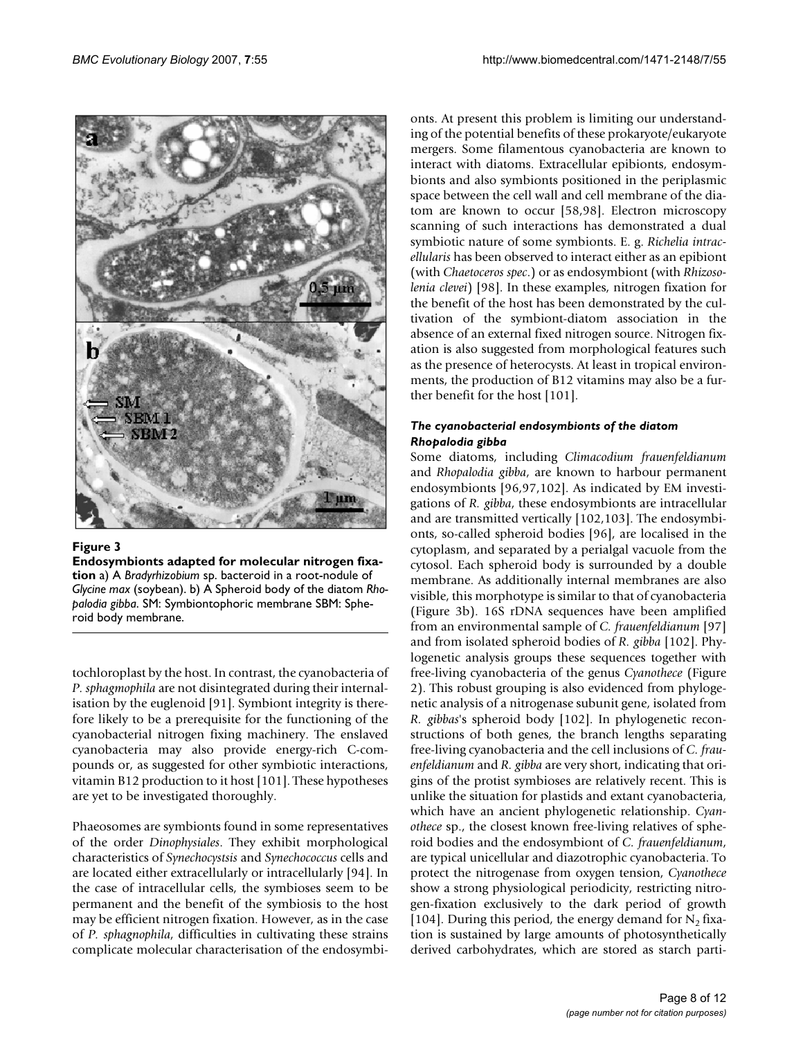**Figure 3**

**Endosymbionts adapted for molecular nitrogen fixation** a) A *Bradyrhizobium* sp. bacteroid in a root-nodule of *Glycine max* (soybean). b) A Spheroid body of the diatom *Rhopalodia gibba*. SM: Symbiontophoric membrane SBM: Spheroid body membrane.

tochloroplast by the host. In contrast, the cyanobacteria of *P. sphagmophila* are not disintegrated during their internalisation by the euglenoid [91]. Symbiont integrity is therefore likely to be a prerequisite for the functioning of the cyanobacterial nitrogen fixing machinery. The enslaved cyanobacteria may also provide energy-rich C-compounds or, as suggested for other symbiotic interactions, vitamin B12 production to it host [101]. These hypotheses are yet to be investigated thoroughly.

Phaeosomes are symbionts found in some representatives of the order *Dinophysiales*. They exhibit morphological characteristics of *Synechocystsis* and *Synechococcus* cells and are located either extracellularly or intracellularly [94]. In the case of intracellular cells, the symbioses seem to be permanent and the benefit of the symbiosis to the host may be efficient nitrogen fixation. However, as in the case of *P. sphagnophila*, difficulties in cultivating these strains complicate molecular characterisation of the endosymbionts. At present this problem is limiting our understanding of the potential benefits of these prokaryote/eukaryote mergers. Some filamentous cyanobacteria are known to interact with diatoms. Extracellular epibionts, endosymbionts and also symbionts positioned in the periplasmic space between the cell wall and cell membrane of the diatom are known to occur [58,98]. Electron microscopy scanning of such interactions has demonstrated a dual symbiotic nature of some symbionts. E. g. *Richelia intracellularis* has been observed to interact either as an epibiont (with *Chaetoceros spec*.) or as endosymbiont (with *Rhizosolenia clevei*) [98]. In these examples, nitrogen fixation for the benefit of the host has been demonstrated by the cultivation of the symbiont-diatom association in the absence of an external fixed nitrogen source. Nitrogen fixation is also suggested from morphological features such as the presence of heterocysts. At least in tropical environments, the production of B12 vitamins may also be a further benefit for the host [101].

### *The cyanobacterial endosymbionts of the diatom Rhopalodia gibba*

Some diatoms, including *Climacodium frauenfeldianum* and *Rhopalodia gibba*, are known to harbour permanent endosymbionts [96,97,102]. As indicated by EM investigations of *R. gibba*, these endosymbionts are intracellular and are transmitted vertically [102,103]. The endosymbionts, so-called spheroid bodies [96], are localised in the cytoplasm, and separated by a perialgal vacuole from the cytosol. Each spheroid body is surrounded by a double membrane. As additionally internal membranes are also visible, this morphotype is similar to that of cyanobacteria (Figure 3b). 16S rDNA sequences have been amplified from an environmental sample of *C. frauenfeldianum* [97] and from isolated spheroid bodies of *R. gibba* [102]. Phylogenetic analysis groups these sequences together with free-living cyanobacteria of the genus *Cyanothece* (Figure 2). This robust grouping is also evidenced from phylogenetic analysis of a nitrogenase subunit gene, isolated from *R. gibbas*'s spheroid body [102]. In phylogenetic reconstructions of both genes, the branch lengths separating free-living cyanobacteria and the cell inclusions of *C. frauenfeldianum* and *R. gibba* are very short, indicating that origins of the protist symbioses are relatively recent. This is unlike the situation for plastids and extant cyanobacteria, which have an ancient phylogenetic relationship. *Cyanothece* sp., the closest known free-living relatives of spheroid bodies and the endosymbiont of *C. frauenfeldianum*, are typical unicellular and diazotrophic cyanobacteria. To protect the nitrogenase from oxygen tension, *Cyanothece* show a strong physiological periodicity, restricting nitrogen-fixation exclusively to the dark period of growth [104]. During this period, the energy demand for $N_2$ fixation is sustained by large amounts of photosynthetically derived carbohydrates, which are stored as starch parti-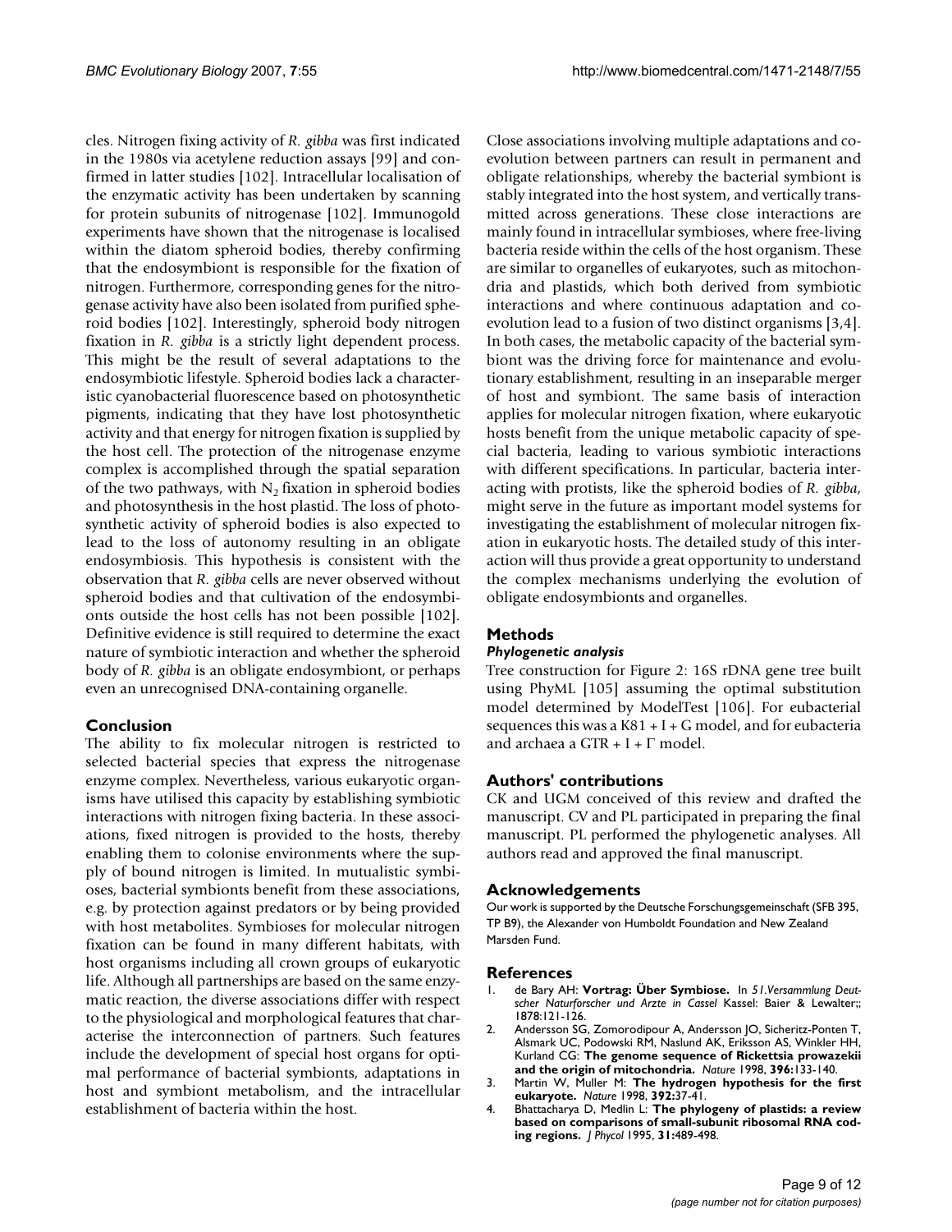cles. Nitrogen fixing activity of *R. gibba* was first indicated in the 1980s via acetylene reduction assays [99] and confirmed in latter studies [102]. Intracellular localisation of the enzymatic activity has been undertaken by scanning for protein subunits of nitrogenase [102]. Immunogold experiments have shown that the nitrogenase is localised within the diatom spheroid bodies, thereby confirming that the endosymbiont is responsible for the fixation of nitrogen. Furthermore, corresponding genes for the nitrogenase activity have also been isolated from purified spheroid bodies [102]. Interestingly, spheroid body nitrogen fixation in *R. gibba* is a strictly light dependent process. This might be the result of several adaptations to the endosymbiotic lifestyle. Spheroid bodies lack a characteristic cyanobacterial fluorescence based on photosynthetic pigments, indicating that they have lost photosynthetic activity and that energy for nitrogen fixation is supplied by the host cell. The protection of the nitrogenase enzyme complex is accomplished through the spatial separation of the two pathways, with $N_2$ fixation in spheroid bodies and photosynthesis in the host plastid. The loss of photosynthetic activity of spheroid bodies is also expected to lead to the loss of autonomy resulting in an obligate endosymbiosis. This hypothesis is consistent with the observation that *R. gibba* cells are never observed without spheroid bodies and that cultivation of the endosymbionts outside the host cells has not been possible [102]. Definitive evidence is still required to determine the exact nature of symbiotic interaction and whether the spheroid body of *R. gibba* is an obligate endosymbiont, or perhaps even an unrecognised DNA-containing organelle.

## Conclusion

The ability to fix molecular nitrogen is restricted to selected bacterial species that express the nitrogenase enzyme complex. Nevertheless, various eukaryotic organisms have utilised this capacity by establishing symbiotic interactions with nitrogen fixing bacteria. In these associations, fixed nitrogen is provided to the hosts, thereby enabling them to colonise environments where the supply of bound nitrogen is limited. In mutualistic symbioses, bacterial symbionts benefit from these associations, e.g. by protection against predators or by being provided with host metabolites. Symbioses for molecular nitrogen fixation can be found in many different habitats, with host organisms including all crown groups of eukaryotic life. Although all partnerships are based on the same enzymatic reaction, the diverse associations differ with respect to the physiological and morphological features that characterise the interconnection of partners. Such features include the development of special host organs for optimal performance of bacterial symbionts, adaptations in host and symbiont metabolism, and the intracellular establishment of bacteria within the host.

Close associations involving multiple adaptations and co-evolution between partners can result in permanent and obligate relationships, whereby the bacterial symbiont is stably integrated into the host system, and vertically transmitted across generations. These close interactions are mainly found in intracellular symbioses, where free-living bacteria reside within the cells of the host organism. These are similar to organelles of eukaryotes, such as mitochondria and plastids, which both derived from symbiotic interactions and where continuous adaptation and co-evolution lead to a fusion of two distinct organisms [3,4]. In both cases, the metabolic capacity of the bacterial symbiont was the driving force for maintenance and evolutionary establishment, resulting in an inseparable merger of host and symbiont. The same basis of interaction applies for molecular nitrogen fixation, where eukaryotic hosts benefit from the unique metabolic capacity of special bacteria, leading to various symbiotic interactions with different specifications. In particular, bacteria interacting with protists, like the spheroid bodies of *R. gibba*, might serve in the future as important model systems for investigating the establishment of molecular nitrogen fixation in eukaryotic hosts. The detailed study of this interaction will thus provide a great opportunity to understand the complex mechanisms underlying the evolution of obligate endosymbionts and organelles.

## Methods

### *Phylogenetic analysis*

Tree construction for Figure 2: 16S rDNA gene tree built using PhyML [105] assuming the optimal substitution model determined by ModelTest [106]. For eubacterial sequences this was a K81 + I + G model, and for eubacteria and archaea a GTR + I + $\Gamma$ model.

## Authors' contributions

CK and UGM conceived of this review and drafted the manuscript. CV and PL participated in preparing the final manuscript. PL performed the phylogenetic analyses. All authors read and approved the final manuscript.

## Acknowledgements

Our work is supported by the Deutsche Forschungsgemeinschaft (SFB 395, TP B9), the Alexander von Humboldt Foundation and New Zealand Marsden Fund.

## References

1. de Bary AH: **Vortrag: Über Symbiose.** In *51.Versammlung Deutscher Naturforscher und Arzte in Cassel* Kassel: Baier & Lewalter;; 1878:121-126.
2. Andersson SG, Zomorodipour A, Andersson JO, Sicheritz-Ponten T, Alsmark UC, Podowski RM, Naslund AK, Eriksson AS, Winkler HH, Kurland CG: **The genome sequence of Rickettsia prowazekii and the origin of mitochondria.** *Nature* 1998, **396:**133-140.
3. Martin W, Muller M: **The hydrogen hypothesis for the first eukaryote.** *Nature* 1998, **392:**37-41.
4. Bhattacharya D, Medlin L: **The phylogeny of plastids: a review based on comparisons of small-subunit ribosomal RNA coding regions.** *J Phycol* 1995, **31:**489-498.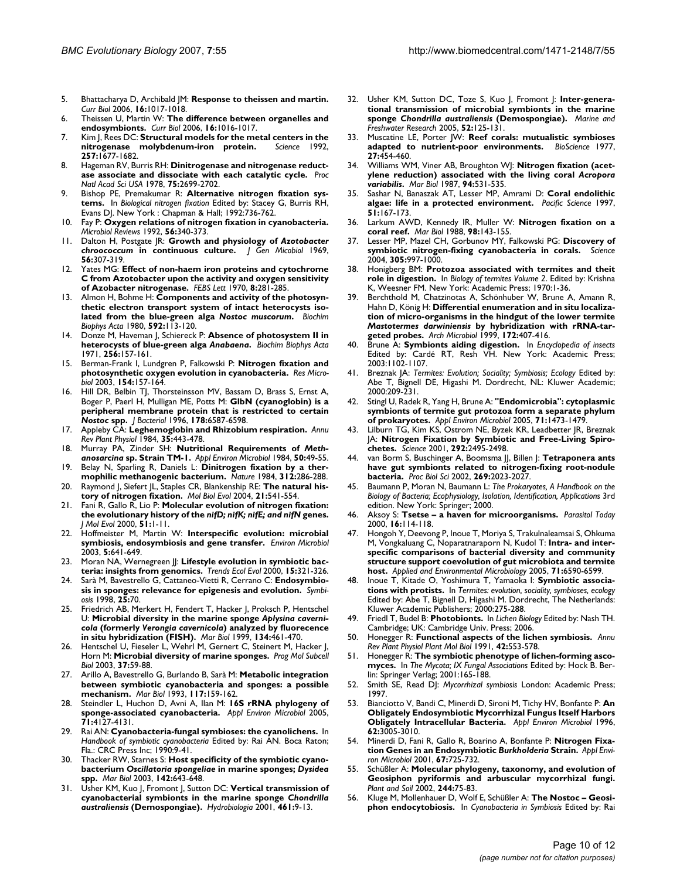5. Bhattacharya D, Archibald JM: **Response to theissen and martin.** *Curr Biol* 2006, **16:**1017-1018.
6. Theissen U, Martin W: **The difference between organelles and endosymbionts.** *Curr Biol* 2006, **16:**1016-1017.
7. Kim J, Rees DC: **Structural models for the metal centers in the nitrogenase molybdenum-iron protein.** *Science* 1992, **257:**1677-1682.
8. Hageman RV, Burris RH: **Dinitrogenase and nitrogenase reductase associate and dissociate with each catalytic cycle.** *Proc Natl Acad Sci USA* 1978, **75:**2699-2702.
9. Bishop PE, Premakumar R: **Alternative nitrogen fixation systems.** In *Biological nitrogen fixation* Edited by: Stacey G, Burris RH, Evans DJ. New York : Chapman & Hall; 1992:736-762.
10. Fay P: **Oxygen relations of nitrogen fixation in cyanobacteria.** *Microbiol Reviews* 1992, **56:**340-373.
11. Dalton H, Postgate JR: **Growth and physiology of *Azotobacter chroococcum* in continuous culture.** *J Gen Micobiol* 1969, **56:**307-319.
12. Yates MG: **Effect of non-haem iron proteins and cytochrome C from Azotobacter upon the activity and oxygen sensitivity of Azobacter nitrogenase.** *FEBS Lett* 1970, **8:**281-285.
13. Almon H, Bohme H: **Components and activity of the photosynthetic electron transport system of intact heterocysts isolated from the blue-green alga *Nostoc muscorum*.** *Biochim Biophys Acta* 1980, **592:**113-120.
14. Donze M, Haveman J, Schiereck P: **Absence of photosystem II in heterocysts of blue-green alga *Anabaena*.** *Biochim Biophys Acta* 1971, **256:**157-161.
15. Berman-Frank I, Lundgren P, Falkowski P: **Nitrogen fixation and photosynthetic oxygen evolution in cyanobacteria.** *Res Microbiol* 2003, **154:**157-164.
16. Hill DR, Belbin TJ, Thorsteinsson MV, Bassam D, Brass S, Ernst A, Boger P, Paerl H, Mulligan ME, Potts M: **GlbN (cyanoglobin) is a peripheral membrane protein that is restricted to certain *Nostoc* spp.** *J Bacteriol* 1996, **178:**6587-6598.
17. Appleby CA: **Leghemoglobin and Rhizobium respiration.** *Annu Rev Plant Physiol* 1984, **35:**443-478.
18. Murray PA, Zinder SH: **Nutritional Requirements of *Methanosarcina* sp. Strain TM-1.** *Appl Environ Microbiol* 1984, **50:**49-55.
19. Belay N, Sparling R, Daniels L: **Dinitrogen fixation by a thermophilic methanogenic bacterium.** *Nature* 1984, **312:**286-288.
20. Raymond J, Siefert JL, Staples CR, Blankenship RE: **The natural history of nitrogen fixation.** *Mol Biol Evol* 2004, **21:**541-554.
21. Fani R, Gallo R, Lio P: **Molecular evolution of nitrogen fixation: the evolutionary history of the *nifD; nifK; nifE; and nifN* genes.** *J Mol Evol* 2000, **51:**1-11.
22. Hoffmeister M, Martin W: **Interspecific evolution: microbial symbiosis, endosymbiosis and gene transfer.** *Environ Microbiol* 2003, **5:**641-649.
23. Moran NA, Wernegreen JJ: **Lifestyle evolution in symbiotic bacteria: insights from genomics.** *Trends Ecol Evol* 2000, **15:**321-326.
24. Sarà M, Bavestrello G, Cattaneo-Vietti R, Cerrano C: **Endosymbiosis in sponges: relevance for epigenesis and evolution.** *Symbiosis* 1998, **25:**70.
25. Friedrich AB, Merkert H, Fendert T, Hacker J, Proksch P, Hentschel U: **Microbial diversity in the marine sponge *Aplysina cavernicola* (formerly *Verongia cavernicola*) analyzed by fluorecence in situ hybridization (FISH).** *Mar Biol* 1999, **134:**461-470.
26. Hentschel U, Fieseler L, Wehrl M, Gernert C, Steinert M, Hacker J, Horn M: **Microbial diversity of marine sponges.** *Prog Mol Subcell Biol* 2003, **37:**59-88.
27. Arillo A, Bavestrello G, Burlando B, Sarà M: **Metabolic integration between symbiotic cyanobacteria and sponges: a possible mechanism.** *Mar Biol* 1993, **117:**159-162.
28. Steindler L, Huchon D, Avni A, Ilan M: **16S rRNA phylogeny of sponge-associated cyanobacteria.** *Appl Environ Microbiol* 2005, **71:**4127-4131.
29. Rai AN: **Cyanobacteria-fungal symbioses: the cyanolichens.** In *Handbook of symbiotic cyanobacteria* Edited by: Rai AN. Boca Raton; Fla.: CRC Press Inc; 1990:9-41.
30. Thacker RW, Starnes S: **Host specificity of the symbiotic cyanobacterium *Oscillatoria spongeliae* in marine sponges; *Dysidea* spp.** *Mar Biol* 2003, **142:**643-648.
31. Usher KM, Kuo J, Fromont J, Sutton DC: **Vertical transmission of cyanobacterial symbionts in the marine sponge *Chondrilla australiensis* (Demospongiae).** *Hydrobiologia* 2001, **461:**9-13.
32. Usher KM, Sutton DC, Toze S, Kuo J, Fromont J: **Inter-generational transmission of microbial symbionts in the marine sponge *Chondrilla australiensis* (Demospongiae).** *Marine and Freshwater Research* 2005, **52:**125-131.
33. Muscatine LE, Porter JW: **Reef corals: mutualistic symbioses adapted to nutrient-poor environments.** *BioScience* 1977, **27:**454-460.
34. Williams WM, Viner AB, Broughton WJ: **Nitrogen fixation (acetylene reduction) associated with the living coral *Acropora variabilis*.** *Mar Biol* 1987, **94:**531-535.
35. Sashar N, Banaszak AT, Lesser MP, Amrami D: **Coral endolithic algae: life in a protected environment.** *Pacific Science* 1997, **51:**167-173.
36. Larkum AWD, Kennedy IR, Muller W: **Nitrogen fixation on a coral reef.** *Mar Biol* 1988, **98:**143-155.
37. Lesser MP, Mazel CH, Gorbunov MY, Falkowski PG: **Discovery of symbiotic nitrogen-fixing cyanobacteria in corals.** *Science* 2004, **305:**997-1000.
38. Honigberg BM: **Protozoa associated with termites and theit role in digestion.** In *Biology of termites Volume 2*. Edited by: Krishna K, Weesner FM. New York: Academic Press; 1970:1-36.
39. Berchthold M, Chatzinotas A, Schönhuber W, Brune A, Amann R, Hahn D, König H: **Differential enumeration and in situ localization of micro-organisms in the hindgut of the lower termite *Mastotermes darwiniensis* by hybridization with rRNA-targeted probes.** *Arch Microbiol* 1999, **172:**407-416.
40. Brune A: **Symbionts aiding digestion.** In *Encyclopedia of insects* Edited by: Cardé RT, Resh VH. New York: Academic Press; 2003:1102-1107.
41. Breznak JA: *Termites: Evolution; Sociality; Symbiosis; Ecology* Edited by: Abe T, Bignell DE, Higashi M. Dordrecht, NL: Kluwer Academic; 2000:209-231.
42. Stingl U, Radek R, Yang H, Brune A: **"Endomicrobia": cytoplasmic symbionts of termite gut protozoa form a separate phylum of prokaryotes.** *Appl Environ Microbiol* 2005, **71:**1473-1479.
43. Lilburn TG, Kim KS, Ostrom NE, Byzek KR, Leadbetter JR, Breznak JA: **Nitrogen Fixation by Symbiotic and Free-Living Spirochetes.** *Science* 2001, **292:**2495-2498.
44. van Borm S, Buschinger A, Boomsma JJ, Billen J: **Tetraponera ants have gut symbionts related to nitrogen-fixing root-nodule bacteria.** *Proc Biol Sci* 2002, **269:**2023-2027.
45. Baumann P, Moran N, Baumann L: *The Prokaryotes, A Handbook on the Biology of Bacteria; Ecophysiology, Isolation, Identification, Applications* 3rd edition. New York: Springer; 2000.
46. Aksoy S: **Tsetse – a haven for microorganisms.** *Parasitol Today* 2000, **16:**114-118.
47. Hongoh Y, Deevong P, Inoue T, Moriya S, Trakulnaleamsai S, Ohkuma M, Vongkaluang C, Noparatnaraporn N, Kudol T: **Intra- and interspecific comparisons of bacterial diversity and community structure support coevolution of gut microbiota and termite host.** *Applied and Environmental Microbiology* 2005, **71:**6590-6599.
48. Inoue T, Kitade O, Yoshimura T, Yamaoka I: **Symbiotic associations with protists.** In *Termites: evolution, sociality, symbioses, ecology* Edited by: Abe T, Bignell D, Higashi M. Dordrecht, The Netherlands: Kluwer Academic Publishers; 2000:275-288.
49. Friedl T, Budel B: **Photobionts.** In *Lichen Biology* Edited by: Nash TH. Cambridge; UK: Cambridge Univ. Press; 2006.
50. Honegger R: **Functional aspects of the lichen symbiosis.** *Annu Rev Plant Physiol Plant Mol Biol* 1991, **42:**553-578.
51. Honegger R: **The symbiotic phenotype of lichen-forming ascomyces.** In *The Mycota; IX Fungal Associations* Edited by: Hock B. Berlin: Springer Verlag; 2001:165-188.
52. Smith SE, Read DJ: *Mycorrhizal symbiosis* London: Academic Press; 1997.
53. Bianciotto V, Bandi C, Minerdi D, Sironi M, Tichy HV, Bonfante P: **An Obligately Endosymbiotic Mycorrhizal Fungus Itself Harbors Obligately Intracellular Bacteria.** *Appl Environ Microbiol* 1996, **62:**3005-3010.
54. Minerdi D, Fani R, Gallo R, Boarino A, Bonfante P: **Nitrogen Fixation Genes in an Endosymbiotic *Burkholderia* Strain.** *Appl Environ Microbiol* 2001, **67:**725-732.
55. Schüßler A: **Molecular phylogeny, taxonomy, and evolution of Geosiphon pyriformis and arbuscular mycorrhizal fungi.** *Plant and Soil* 2002, **244:**75-83.
56. Kluge M, Mollenhauer D, Wolf E, Schüßler A: **The Nostoc – Geosiphon endocytobiosis.** In *Cyanobacteria in Symbiosis* Edited by: Rai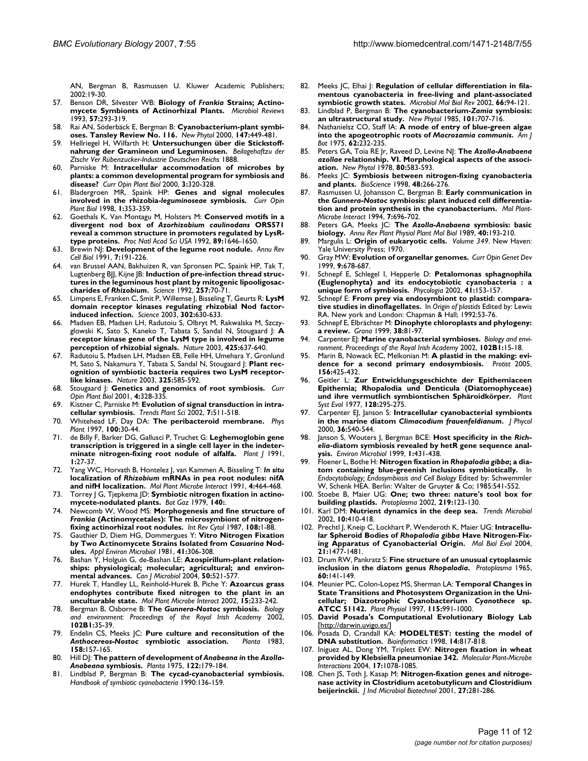AN, Bergman B, Rasmussen U. Kluwer Academic Publishers; 2002:19-30.

57. Benson DR, Silvester WB: **Biology of *Frankia* Strains; Actinomycete Symbionts of Actinorhizal Plants.** *Microbiol Reviews* 1993, **57:**293-319.
58. Rai AN, Söderbäck E, Bergman B: **Cyanobacterium-plant symbioses. Tansley Review No. 116.** *New Phytol* 2000, **147:**449-481.
59. Hellriegel H, Wilfarth H: **Untersuchungen über die Stickstoffnahrung der Gramineon und Leguminosen.** *Beilagehaftzu der Ztschr Ver Rübenzucker-Industrie Deutschen Reichs* 1888.
60. Parniske M: **Intracellular accommodation of microbes by plants: a common developmental program for symbiosis and disease?** *Curr Opin Plant Biol* 2000, **3:**320-328.
61. Bladergroen MR, Spaink HP: **Genes and signal molecules involved in the rhizobia-*leguminoseae* symbiosis.** *Curr Opin Plant Biol* 1998, **1:**353-359.
62. Goethals K, Van Montagu M, Holsters M: **Conserved motifs in a divergent nod box of *Azorhizobium caulinodans* ORS571 reveal a common structure in promoters regulated by LysR-type proteins.** *Proc Natl Acad Sci USA* 1992, **89:**1646-1650.
63. Brewin NJ: **Development of the legume root nodule.** *Annu Rev Cell Biol* 1991, **7:**191-226.
64. van Brussel AAN, Bakhuizen R, van Spronsen PC, Spaink HP, Tak T, Lugtenberg BJJ, Kijne JB: **Induction of pre-infection thread structures in the leguminous host plant by mitogenic lipooligosaccharides of *Rhizobium*.** *Science* 1992, **257:**70-71.
65. Limpens E, Franken C, Smit P, Willemse J, Bisseling T, Geurts R: **LysM domain receptor kinases regulating rhizobial Nod factor-induced infection.** *Science* 2003, **302:**630-633.
66. Madsen EB, Madsen LH, Radutoiu S, Olbryt M, Rakwalska M, Szczyglowski K, Sato S, Kaneko T, Tabata S, Sandal N, Stougaard J: **A receptor kinase gene of the LysM type is involved in legume perception of rhizobial signals.** *Nature* 2003, **425:**637-640.
67. Radutoiu S, Madsen LH, Madsen EB, Felle HH, Umehara Y, Gronlund M, Sato S, Nakamura Y, Tabata S, Sandal N, Stougaard J: **Plant recognition of symbiotic bacteria requires two LysM receptor-like kinases.** *Nature* 2003, **325:**585-592.
68. Stougaard J: **Genetics and genomics of root symbiosis.** *Curr Opin Plant Biol* 2001, **4:**328-335.
69. Kistner C, Parniske M: **Evolution of signal transduction in intracellular symbiosis.** *Trends Plant Sci* 2002, **7:**511-518.
70. Whitehead LF, Day DA: **The peribacteroid membrane.** *Phys Plant* 1997, **100:**30-44.
71. de Billy F, Barker DG, Gallusci P, Truchet G: **Leghemoglobin gene transcription is triggered in a single cell layer in the indeterminate nitrogen-fixing root nodule of alfalfa.** *Plant J* 1991, **1:**27-37.
72. Yang WC, Horvath B, Hontelez J, van Kammen A, Bisseling T: ***In situ* localization of *Rhizobium* mRNAs in pea root nodules: nifA and nifH localization.** *Mol Plant Microbe Interact* 1991, **4:**464-468.
73. Torrey J G, Tjepkema JD: **Symbiotic nitrogen fixation in actinomycete-nodulated plants.** *Bot Gaz* 1979, **140:**.
74. Newcomb W, Wood MS: **Morphogenesis and fine structure of *Frankia* (Actinomycetales): The microsymbiont of nitrogen-fixing actinorhizal root nodules.** *Int Rev Cytol* 1987, **108:**1-88.
75. Gauthier D, Diem HG, Dommergues Y: **Vitro Nitrogen Fixation by Two Actinomycete Strains Isolated from *Casuarina* Nodules.** *Appl Environ Microbiol* 1981, **41:**306-308.
76. Bashan Y, Holguin G, de-Bashan LE: **Azospirillum-plant relationships: physiological; molecular; agricultural; and environmental advances.** *Can J Microbiol* 2004, **50:**521-577.
77. Hurek T, Handley LL, Reinhold-Hurek B, Piche Y: **Azoarcus grass endophytes contribute fixed nitrogen to the plant in an unculturable state.** *Mol Plant Microbe Interact* 2002, **15:**233-242.
78. Bergman B, Osborne B: **The *Gunnera-Nostoc* symbiosis.** *Biology and environment: Proceedings of the Royal Irish Academy* 2002, **102B1:**35-39.
79. Endelin CS, Meeks JC: **Pure culture and reconsitution of the *Anthocereos-Nostoc* symbiotic association.** *Planta* 1983, **158:**157-165.
80. Hill DJ: **The pattern of development of *Anabeana* in the *Azolla-Anabeana* symbiosis.** *Planta* 1975, **122:**179-184.
81. Lindblad P, Bergman B: **The cycad-cyanobacterial symbiosis.** *Handbook of symbiotic cyanobacteria* 1990:136-159.
82. Meeks JC, Elhai J: **Regulation of cellular differentiation in filamentous cyanobacteria in free-living and plant-associated symbiotic growth states.** *Microbiol Mol Biol Rev* 2002, **66:**94-121.
83. Lindblad P, Bergman B: **The cyanobacterium-*Zamia* symbiosis: an ultrastructural study.** *New Phytol* 1985, **101:**707-716.
84. Nathanielsz CO, Staff IA: **A mode of entry of blue-green algae into the apogeotrophic roots of *Macrozamia communis*.** *Am J Bot* 1975, **62:**232-235.
85. Peters GA, Toia RE Jr, Raveed D, Levine NJ: **The *Azolla-Anabaena azollae* relationship. VI. Morphological aspects of the association.** *New Phytol* 1978, **80:**583-593.
86. Meeks JC: **Symbiosis between nitrogen-fixing cyanobacteria and plants.** *BioScience* 1998, **48:**266-276.
87. Rasmussen U, Johansson C, Bergman B: **Early communication in the *Gunnera-Nostoc* symbiosis: plant induced cell differentiation and protein synthesis in the cyanobacterium.** *Mol Plant-Microbe Interact* 1994, **7:**696-702.
88. Peters GA, Meeks JC: **The *Azolla-Anabaena* symbiosis: basic biology.** *Annu Rev Plant Physiol Plant Mol Biol* 1989, **40:**193-210.
89. Margulis L: **Origin of eukaryotic cells.** *Volume 349*. New Haven: Yale University Press; 1970.
90. Gray MW: **Evolution of organellar genomes.** *Curr Opin Genet Dev* 1999, **9:**678-687.
91. Schnepf E, Schlegel I, Hepperle D: **Petalomonas sphagnophila (Euglenophyta) and its endocytobiotic cyanobacteria : a unique form of symbiosis.** *Phycologia* 2002, **41:**153-157.
92. Schnepf E: **From prey via endosymbiont to plastid: comparative studies in dinoflagellates.** In *Origin of plastids* Edited by: Lewis RA. New york and London: Chapman & Hall; 1992:53-76.
93. Schnepf E, Elbrächter M: **Dinophyte chloroplasts and phylogeny: a review.** *Grana* 1999, **38:**81-97.
94. Carpenter EJ: **Marine cyanobacterial symbioses.** *Biology and environment. Proceedings of the Royal Irish Academy* 2002, **102B1:**15-18.
95. Marin B, Nowack EC, Melkonian M: **A plastid in the making: evidence for a second primary endosymbiosis.** *Protist* 2005, **156:**425-432.
96. Geitler L: **Zur Entwicklungsgeschichte der Epithemiaceen Epithemia; Rhopalodia und Denticula (Diatomophyceae) und ihre vermutlich symbiontischen Sphäroidkörper.** *Plant Syst Evol* 1977, **128:**295-275.
97. Carpenter EJ, Janson S: **Intracellular cyanobacterial symbionts in the marine diatom *Climacodium frauenfeldianum*.** *J Phycol* 2000, **36:**540-544.
98. Janson S, Wouters J, Bergman BCE: **Host specificity in the *Richelia*-diatom symbiosis revealed by hetR gene sequence analysis.** *Environ Microbiol* 1999, **1:**431-438.
99. Floener L, Bothe H: **Nitrogen fixation in *Rhopalodia gibba*; a diatom containing blue-greenish inclusions symbiotically.** In *Endocytobiology; Endosymbiosis and Cell Biology* Edited by: Schwemmler W, Schenk HEA. Berlin: Walter de Gruyter & Co; 1985:541-552.
100. Stoebe B, Maier UG: **One; two three: nature's tool box for building plastids.** *Protoplasma* 2002, **219:**123-130.
101. Karl DM: **Nutrient dynamics in the deep sea.** *Trends Microbiol* 2002, **10:**410-418.
102. Prechtl J, Kneip C, Lockhart P, Wenderoth K, Maier UG: **Intracellular Spheroid Bodies of *Rhopalodia gibba* Have Nitrogen-Fixing Apparatus of Cyanobacterial Origin.** *Mol Biol Evol* 2004, **21:**1477-1481.
103. Drum RW, Pankratz S: **Fine structure of an unusual cytoplasmic inclusion in the diatom genus *Rhopalodia*.** *Protoplasma* 1965, **60:**141-149.
104. Meunier PC, Colon-Lopez MS, Sherman LA: **Temporal Changes in State Transitions and Photosystem Organization in the Unicellular; Diazotrophic Cyanobacterium *Cyanothece* sp. ATCC 51142.** *Plant Physiol* 1997, **115:**991-1000.
105. **David Posada's Computational Evolutionary Biology Lab** [http://darwin.uvigo.es/]
106. Posada D, Crandall KA: **MODELTEST: testing the model of DNA substitution.** *Bioinformatics* 1998, **14:**817-818.
107. Iniguez AL, Dong YM, Triplett EW: **Nitrogen fixation in wheat provided by Klebsiella pneumoniae 342.** *Molecular Plant-Microbe Interactions* 2004, **17:**1078-1085.
108. Chen JS, Toth J, Kasap M: **Nitrogen-fixation genes and nitrogenase activity in Clostridium acetobutylicum and Clostridium beijerinckii.** *J Ind Microbiol Biotechnol* 2001, **27:**281-286.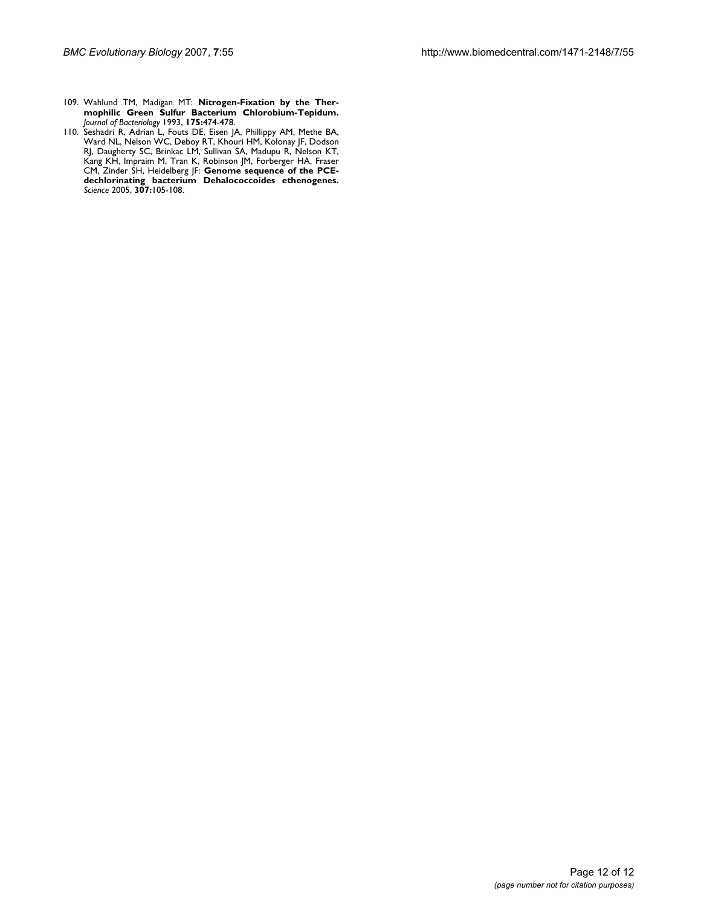109. Wahlund TM, Madigan MT: **Nitrogen-Fixation by the Thermophilic Green Sulfur Bacterium Chlorobium-Tepidum.** *Journal of Bacteriology* 1993, **175:**474-478.
110. Seshadri R, Adrian L, Fouts DE, Eisen JA, Phillippy AM, Methe BA, Ward NL, Nelson WC, Deboy RT, Khouri HM, Kolonay JF, Dodson RJ, Daugherty SC, Brinkac LM, Sullivan SA, Madupu R, Nelson KT, Kang KH, Impraim M, Tran K, Robinson JM, Forberger HA, Fraser CM, Zinder SH, Heidelberg JF: **Genome sequence of the PCE-dechlorinating bacterium Dehalococcoides ethenogenes.** *Science* 2005, **307:**105-108.